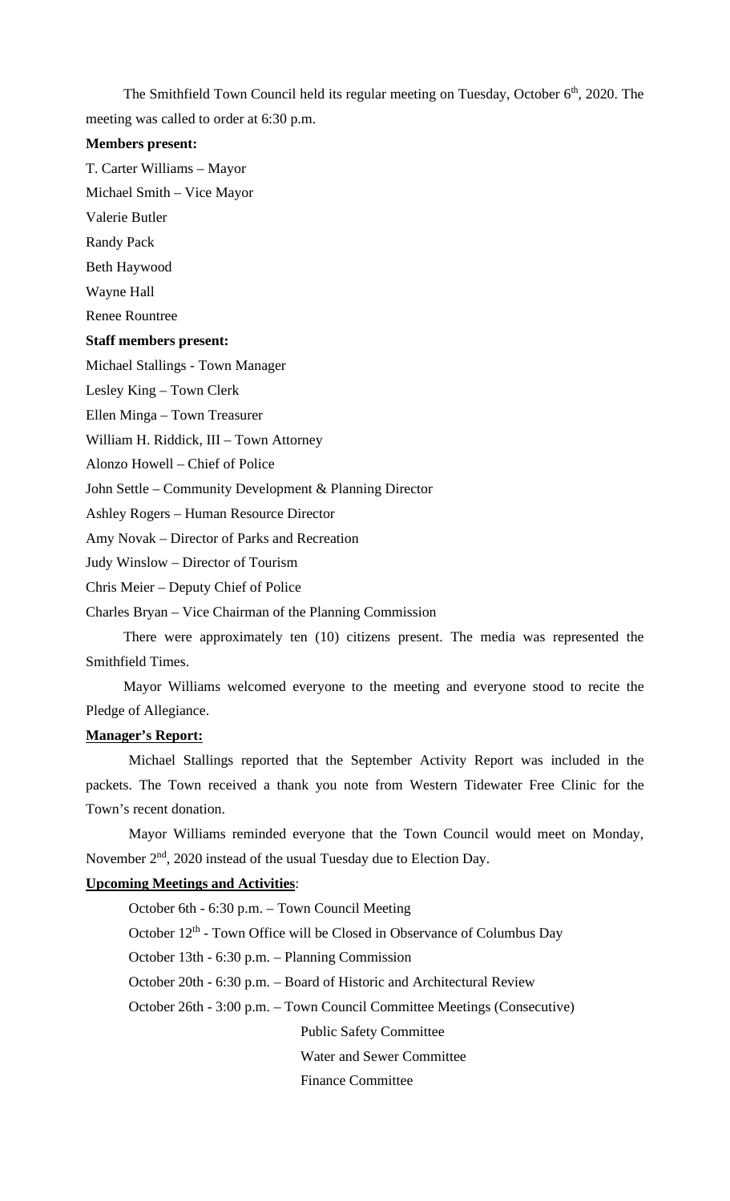The Smithfield Town Council held its regular meeting on Tuesday, October 6th, 2020. The meeting was called to order at 6:30 p.m.

**Members present:**

T. Carter Williams – Mayor

Michael Smith – Vice Mayor

Valerie Butler

Randy Pack

Beth Haywood

Wayne Hall

Renee Rountree

**Staff members present:**

Michael Stallings - Town Manager

Lesley King – Town Clerk

Ellen Minga – Town Treasurer

William H. Riddick, III – Town Attorney

Alonzo Howell – Chief of Police

John Settle – Community Development & Planning Director

Ashley Rogers – Human Resource Director

Amy Novak – Director of Parks and Recreation

Judy Winslow – Director of Tourism

Chris Meier – Deputy Chief of Police

Charles Bryan – Vice Chairman of the Planning Commission

There were approximately ten (10) citizens present. The media was represented the Smithfield Times.

Mayor Williams welcomed everyone to the meeting and everyone stood to recite the Pledge of Allegiance.

**Manager's Report:**

Michael Stallings reported that the September Activity Report was included in the packets. The Town received a thank you note from Western Tidewater Free Clinic for the Town's recent donation.

Mayor Williams reminded everyone that the Town Council would meet on Monday, November 2nd, 2020 instead of the usual Tuesday due to Election Day.

**Upcoming Meetings and Activities**:

October 6th - 6:30 p.m. – Town Council Meeting

October 12th - Town Office will be Closed in Observance of Columbus Day

October 13th - 6:30 p.m. – Planning Commission

October 20th - 6:30 p.m. – Board of Historic and Architectural Review

October 26th - 3:00 p.m. – Town Council Committee Meetings (Consecutive)

Public Safety Committee

Water and Sewer Committee

Finance Committee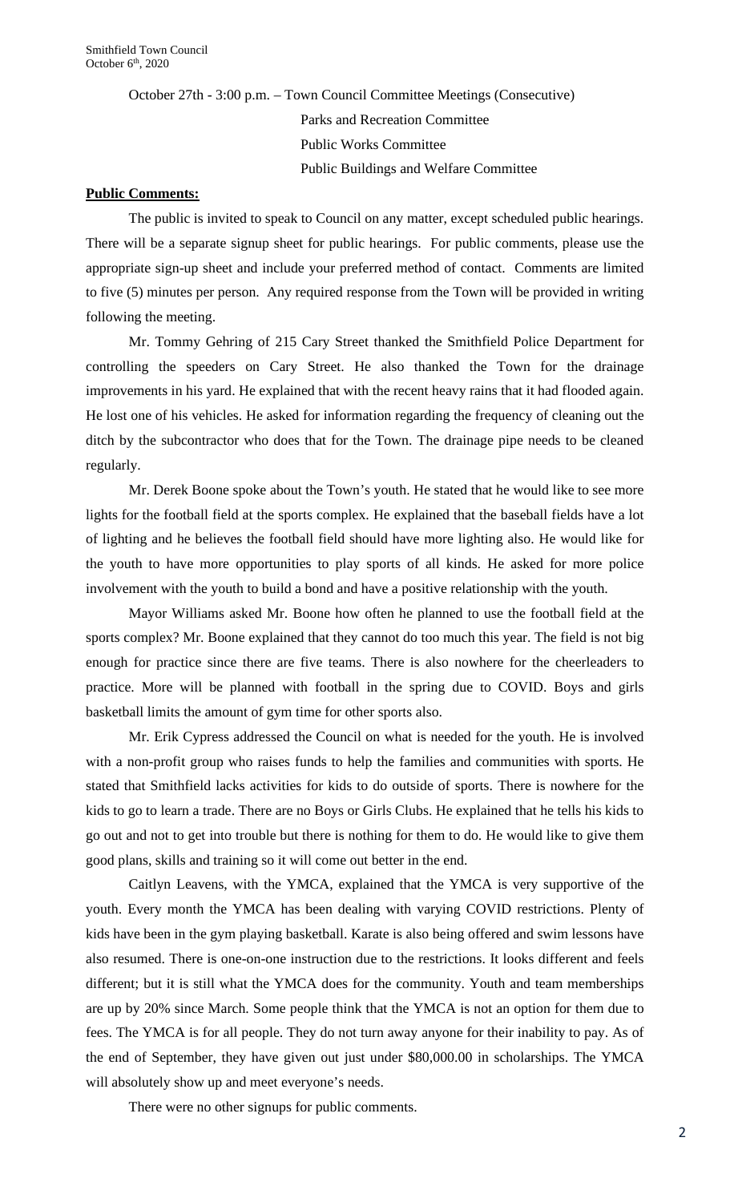October 27th - 3:00 p.m. – Town Council Committee Meetings (Consecutive)

Parks and Recreation Committee

Public Works Committee

Public Buildings and Welfare Committee

**Public Comments:**

The public is invited to speak to Council on any matter, except scheduled public hearings. There will be a separate signup sheet for public hearings. For public comments, please use the appropriate sign-up sheet and include your preferred method of contact. Comments are limited to five (5) minutes per person. Any required response from the Town will be provided in writing following the meeting.

Mr. Tommy Gehring of 215 Cary Street thanked the Smithfield Police Department for controlling the speeders on Cary Street. He also thanked the Town for the drainage improvements in his yard. He explained that with the recent heavy rains that it had flooded again. He lost one of his vehicles. He asked for information regarding the frequency of cleaning out the ditch by the subcontractor who does that for the Town. The drainage pipe needs to be cleaned regularly.

Mr. Derek Boone spoke about the Town's youth. He stated that he would like to see more lights for the football field at the sports complex. He explained that the baseball fields have a lot of lighting and he believes the football field should have more lighting also. He would like for the youth to have more opportunities to play sports of all kinds. He asked for more police involvement with the youth to build a bond and have a positive relationship with the youth.

Mayor Williams asked Mr. Boone how often he planned to use the football field at the sports complex? Mr. Boone explained that they cannot do too much this year. The field is not big enough for practice since there are five teams. There is also nowhere for the cheerleaders to practice. More will be planned with football in the spring due to COVID. Boys and girls basketball limits the amount of gym time for other sports also.

Mr. Erik Cypress addressed the Council on what is needed for the youth. He is involved with a non-profit group who raises funds to help the families and communities with sports. He stated that Smithfield lacks activities for kids to do outside of sports. There is nowhere for the kids to go to learn a trade. There are no Boys or Girls Clubs. He explained that he tells his kids to go out and not to get into trouble but there is nothing for them to do. He would like to give them good plans, skills and training so it will come out better in the end.

Caitlyn Leavens, with the YMCA, explained that the YMCA is very supportive of the youth. Every month the YMCA has been dealing with varying COVID restrictions. Plenty of kids have been in the gym playing basketball. Karate is also being offered and swim lessons have also resumed. There is one-on-one instruction due to the restrictions. It looks different and feels different; but it is still what the YMCA does for the community. Youth and team memberships are up by 20% since March. Some people think that the YMCA is not an option for them due to fees. The YMCA is for all people. They do not turn away anyone for their inability to pay. As of the end of September, they have given out just under $80,000.00 in scholarships. The YMCA will absolutely show up and meet everyone's needs.

There were no other signups for public comments.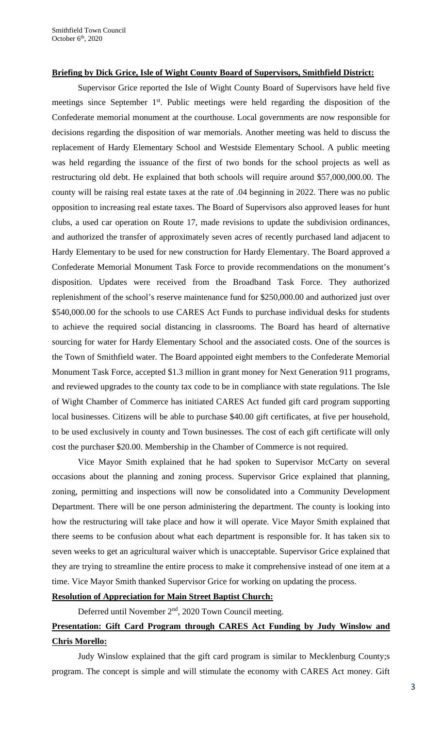**Briefing by Dick Grice, Isle of Wight County Board of Supervisors, Smithfield District:**

Supervisor Grice reported the Isle of Wight County Board of Supervisors have held five meetings since September 1st. Public meetings were held regarding the disposition of the Confederate memorial monument at the courthouse. Local governments are now responsible for decisions regarding the disposition of war memorials. Another meeting was held to discuss the replacement of Hardy Elementary School and Westside Elementary School. A public meeting was held regarding the issuance of the first of two bonds for the school projects as well as restructuring old debt. He explained that both schools will require around $57,000,000.00. The county will be raising real estate taxes at the rate of .04 beginning in 2022. There was no public opposition to increasing real estate taxes. The Board of Supervisors also approved leases for hunt clubs, a used car operation on Route 17, made revisions to update the subdivision ordinances, and authorized the transfer of approximately seven acres of recently purchased land adjacent to Hardy Elementary to be used for new construction for Hardy Elementary. The Board approved a Confederate Memorial Monument Task Force to provide recommendations on the monument's disposition. Updates were received from the Broadband Task Force. They authorized replenishment of the school's reserve maintenance fund for $250,000.00 and authorized just over $540,000.00 for the schools to use CARES Act Funds to purchase individual desks for students to achieve the required social distancing in classrooms. The Board has heard of alternative sourcing for water for Hardy Elementary School and the associated costs. One of the sources is the Town of Smithfield water. The Board appointed eight members to the Confederate Memorial Monument Task Force, accepted $1.3 million in grant money for Next Generation 911 programs, and reviewed upgrades to the county tax code to be in compliance with state regulations. The Isle of Wight Chamber of Commerce has initiated CARES Act funded gift card program supporting local businesses. Citizens will be able to purchase $40.00 gift certificates, at five per household, to be used exclusively in county and Town businesses. The cost of each gift certificate will only cost the purchaser $20.00. Membership in the Chamber of Commerce is not required.

Vice Mayor Smith explained that he had spoken to Supervisor McCarty on several occasions about the planning and zoning process. Supervisor Grice explained that planning, zoning, permitting and inspections will now be consolidated into a Community Development Department. There will be one person administering the department. The county is looking into how the restructuring will take place and how it will operate. Vice Mayor Smith explained that there seems to be confusion about what each department is responsible for. It has taken six to seven weeks to get an agricultural waiver which is unacceptable. Supervisor Grice explained that they are trying to streamline the entire process to make it comprehensive instead of one item at a time. Vice Mayor Smith thanked Supervisor Grice for working on updating the process.

**Resolution of Appreciation for Main Street Baptist Church:**

Deferred until November 2nd, 2020 Town Council meeting.

**Presentation: Gift Card Program through CARES Act Funding by Judy Winslow and Chris Morello:**

Judy Winslow explained that the gift card program is similar to Mecklenburg County;s program. The concept is simple and will stimulate the economy with CARES Act money. Gift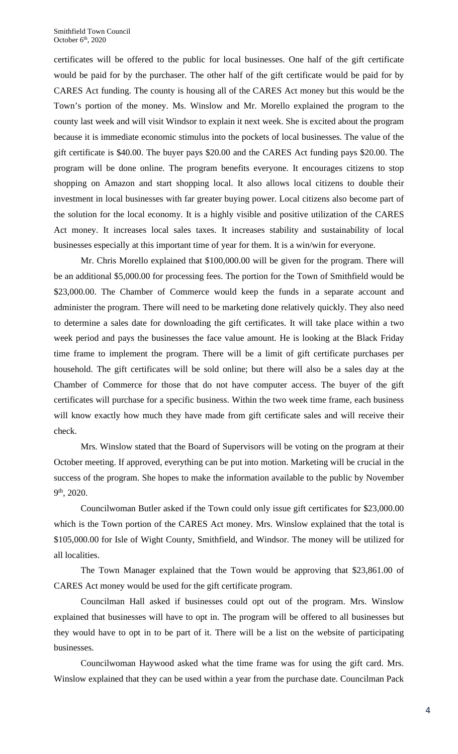certificates will be offered to the public for local businesses. One half of the gift certificate would be paid for by the purchaser. The other half of the gift certificate would be paid for by CARES Act funding. The county is housing all of the CARES Act money but this would be the Town's portion of the money. Ms. Winslow and Mr. Morello explained the program to the county last week and will visit Windsor to explain it next week. She is excited about the program because it is immediate economic stimulus into the pockets of local businesses. The value of the gift certificate is $40.00. The buyer pays $20.00 and the CARES Act funding pays $20.00. The program will be done online. The program benefits everyone. It encourages citizens to stop shopping on Amazon and start shopping local. It also allows local citizens to double their investment in local businesses with far greater buying power. Local citizens also become part of the solution for the local economy. It is a highly visible and positive utilization of the CARES Act money. It increases local sales taxes. It increases stability and sustainability of local businesses especially at this important time of year for them. It is a win/win for everyone.

Mr. Chris Morello explained that $100,000.00 will be given for the program. There will be an additional $5,000.00 for processing fees. The portion for the Town of Smithfield would be $23,000.00. The Chamber of Commerce would keep the funds in a separate account and administer the program. There will need to be marketing done relatively quickly. They also need to determine a sales date for downloading the gift certificates. It will take place within a two week period and pays the businesses the face value amount. He is looking at the Black Friday time frame to implement the program. There will be a limit of gift certificate purchases per household. The gift certificates will be sold online; but there will also be a sales day at the Chamber of Commerce for those that do not have computer access. The buyer of the gift certificates will purchase for a specific business. Within the two week time frame, each business will know exactly how much they have made from gift certificate sales and will receive their check.

Mrs. Winslow stated that the Board of Supervisors will be voting on the program at their October meeting. If approved, everything can be put into motion. Marketing will be crucial in the success of the program. She hopes to make the information available to the public by November 9th, 2020.

Councilwoman Butler asked if the Town could only issue gift certificates for $23,000.00 which is the Town portion of the CARES Act money. Mrs. Winslow explained that the total is $105,000.00 for Isle of Wight County, Smithfield, and Windsor. The money will be utilized for all localities.

The Town Manager explained that the Town would be approving that $23,861.00 of CARES Act money would be used for the gift certificate program.

Councilman Hall asked if businesses could opt out of the program. Mrs. Winslow explained that businesses will have to opt in. The program will be offered to all businesses but they would have to opt in to be part of it. There will be a list on the website of participating businesses.

Councilwoman Haywood asked what the time frame was for using the gift card. Mrs. Winslow explained that they can be used within a year from the purchase date. Councilman Pack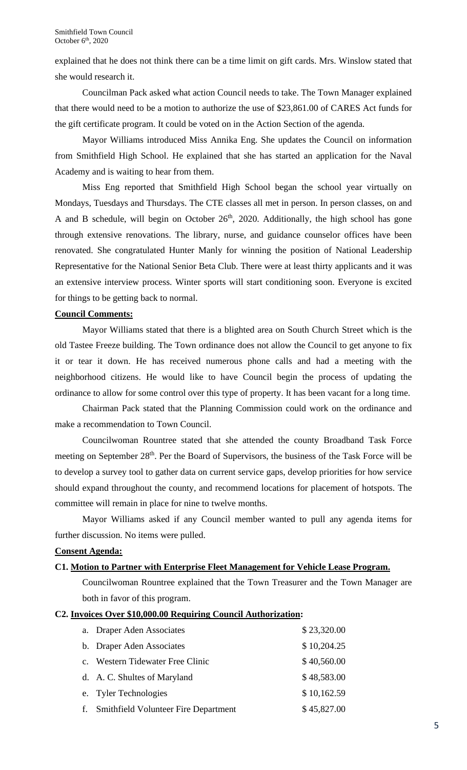explained that he does not think there can be a time limit on gift cards. Mrs. Winslow stated that she would research it.

Councilman Pack asked what action Council needs to take. The Town Manager explained that there would need to be a motion to authorize the use of $23,861.00 of CARES Act funds for the gift certificate program. It could be voted on in the Action Section of the agenda.

Mayor Williams introduced Miss Annika Eng. She updates the Council on information from Smithfield High School. He explained that she has started an application for the Naval Academy and is waiting to hear from them.

Miss Eng reported that Smithfield High School began the school year virtually on Mondays, Tuesdays and Thursdays. The CTE classes all met in person. In person classes, on and A and B schedule, will begin on October 26th, 2020. Additionally, the high school has gone through extensive renovations. The library, nurse, and guidance counselor offices have been renovated. She congratulated Hunter Manly for winning the position of National Leadership Representative for the National Senior Beta Club. There were at least thirty applicants and it was an extensive interview process. Winter sports will start conditioning soon. Everyone is excited for things to be getting back to normal.

**Council Comments:**

Mayor Williams stated that there is a blighted area on South Church Street which is the old Tastee Freeze building. The Town ordinance does not allow the Council to get anyone to fix it or tear it down. He has received numerous phone calls and had a meeting with the neighborhood citizens. He would like to have Council begin the process of updating the ordinance to allow for some control over this type of property. It has been vacant for a long time.

Chairman Pack stated that the Planning Commission could work on the ordinance and make a recommendation to Town Council.

Councilwoman Rountree stated that she attended the county Broadband Task Force meeting on September 28th. Per the Board of Supervisors, the business of the Task Force will be to develop a survey tool to gather data on current service gaps, develop priorities for how service should expand throughout the county, and recommend locations for placement of hotspots. The committee will remain in place for nine to twelve months.

Mayor Williams asked if any Council member wanted to pull any agenda items for further discussion. No items were pulled.

**Consent Agenda:**

**C1. Motion to Partner with Enterprise Fleet Management for Vehicle Lease Program.**

Councilwoman Rountree explained that the Town Treasurer and the Town Manager are both in favor of this program.

**C2. Invoices Over $10,000.00 Requiring Council Authorization:**

| | Vendor | Amount |
|---|---|---|
| a. | Draper Aden Associates | $ 23,320.00 |
| b. | Draper Aden Associates | $ 10,204.25 |
| c. | Western Tidewater Free Clinic | $ 40,560.00 |
| d. | A. C. Shultes of Maryland | $ 48,583.00 |
| e. | Tyler Technologies | $ 10,162.59 |
| f. | Smithfield Volunteer Fire Department | $ 45,827.00 |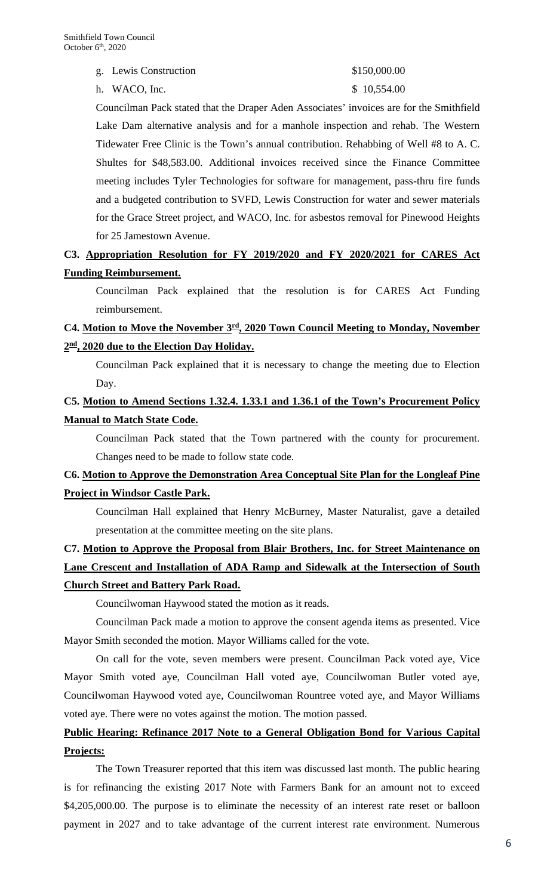g. Lewis Construction $150,000.00

h. WACO, Inc. $ 10,554.00

Councilman Pack stated that the Draper Aden Associates' invoices are for the Smithfield Lake Dam alternative analysis and for a manhole inspection and rehab. The Western Tidewater Free Clinic is the Town's annual contribution. Rehabbing of Well #8 to A. C. Shultes for $48,583.00. Additional invoices received since the Finance Committee meeting includes Tyler Technologies for software for management, pass-thru fire funds and a budgeted contribution to SVFD, Lewis Construction for water and sewer materials for the Grace Street project, and WACO, Inc. for asbestos removal for Pinewood Heights for 25 Jamestown Avenue.

**C3. Appropriation Resolution for FY 2019/2020 and FY 2020/2021 for CARES Act Funding Reimbursement.**

Councilman Pack explained that the resolution is for CARES Act Funding reimbursement.

**C4. Motion to Move the November 3rd, 2020 Town Council Meeting to Monday, November 2nd, 2020 due to the Election Day Holiday.**

Councilman Pack explained that it is necessary to change the meeting due to Election Day.

**C5. Motion to Amend Sections 1.32.4. 1.33.1 and 1.36.1 of the Town's Procurement Policy Manual to Match State Code.**

Councilman Pack stated that the Town partnered with the county for procurement. Changes need to be made to follow state code.

**C6. Motion to Approve the Demonstration Area Conceptual Site Plan for the Longleaf Pine Project in Windsor Castle Park.**

Councilman Hall explained that Henry McBurney, Master Naturalist, gave a detailed presentation at the committee meeting on the site plans.

**C7. Motion to Approve the Proposal from Blair Brothers, Inc. for Street Maintenance on Lane Crescent and Installation of ADA Ramp and Sidewalk at the Intersection of South Church Street and Battery Park Road.**

Councilwoman Haywood stated the motion as it reads.

Councilman Pack made a motion to approve the consent agenda items as presented. Vice Mayor Smith seconded the motion. Mayor Williams called for the vote.

On call for the vote, seven members were present. Councilman Pack voted aye, Vice Mayor Smith voted aye, Councilman Hall voted aye, Councilwoman Butler voted aye, Councilwoman Haywood voted aye, Councilwoman Rountree voted aye, and Mayor Williams voted aye. There were no votes against the motion. The motion passed.

**Public Hearing: Refinance 2017 Note to a General Obligation Bond for Various Capital Projects:**

The Town Treasurer reported that this item was discussed last month. The public hearing is for refinancing the existing 2017 Note with Farmers Bank for an amount not to exceed $4,205,000.00. The purpose is to eliminate the necessity of an interest rate reset or balloon payment in 2027 and to take advantage of the current interest rate environment. Numerous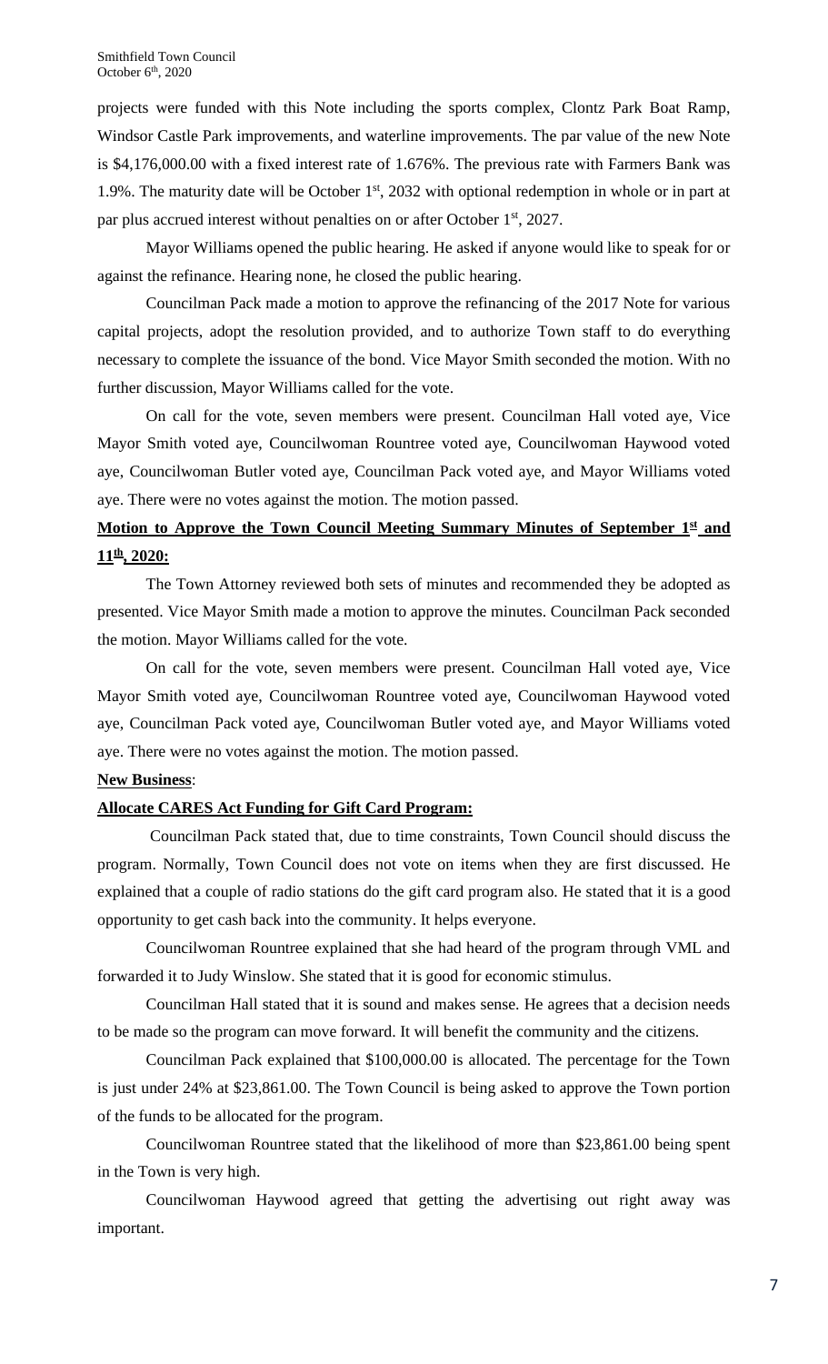projects were funded with this Note including the sports complex, Clontz Park Boat Ramp, Windsor Castle Park improvements, and waterline improvements. The par value of the new Note is $4,176,000.00 with a fixed interest rate of 1.676%. The previous rate with Farmers Bank was 1.9%. The maturity date will be October 1st, 2032 with optional redemption in whole or in part at par plus accrued interest without penalties on or after October 1st, 2027.

Mayor Williams opened the public hearing. He asked if anyone would like to speak for or against the refinance. Hearing none, he closed the public hearing.

Councilman Pack made a motion to approve the refinancing of the 2017 Note for various capital projects, adopt the resolution provided, and to authorize Town staff to do everything necessary to complete the issuance of the bond. Vice Mayor Smith seconded the motion. With no further discussion, Mayor Williams called for the vote.

On call for the vote, seven members were present. Councilman Hall voted aye, Vice Mayor Smith voted aye, Councilwoman Rountree voted aye, Councilwoman Haywood voted aye, Councilwoman Butler voted aye, Councilman Pack voted aye, and Mayor Williams voted aye. There were no votes against the motion. The motion passed.

**Motion to Approve the Town Council Meeting Summary Minutes of September 1st and 11th, 2020:**

The Town Attorney reviewed both sets of minutes and recommended they be adopted as presented. Vice Mayor Smith made a motion to approve the minutes. Councilman Pack seconded the motion. Mayor Williams called for the vote.

On call for the vote, seven members were present. Councilman Hall voted aye, Vice Mayor Smith voted aye, Councilwoman Rountree voted aye, Councilwoman Haywood voted aye, Councilman Pack voted aye, Councilwoman Butler voted aye, and Mayor Williams voted aye. There were no votes against the motion. The motion passed.

**New Business**:

**Allocate CARES Act Funding for Gift Card Program:**

Councilman Pack stated that, due to time constraints, Town Council should discuss the program. Normally, Town Council does not vote on items when they are first discussed. He explained that a couple of radio stations do the gift card program also. He stated that it is a good opportunity to get cash back into the community. It helps everyone.

Councilwoman Rountree explained that she had heard of the program through VML and forwarded it to Judy Winslow. She stated that it is good for economic stimulus.

Councilman Hall stated that it is sound and makes sense. He agrees that a decision needs to be made so the program can move forward. It will benefit the community and the citizens.

Councilman Pack explained that $100,000.00 is allocated. The percentage for the Town is just under 24% at $23,861.00. The Town Council is being asked to approve the Town portion of the funds to be allocated for the program.

Councilwoman Rountree stated that the likelihood of more than $23,861.00 being spent in the Town is very high.

Councilwoman Haywood agreed that getting the advertising out right away was important.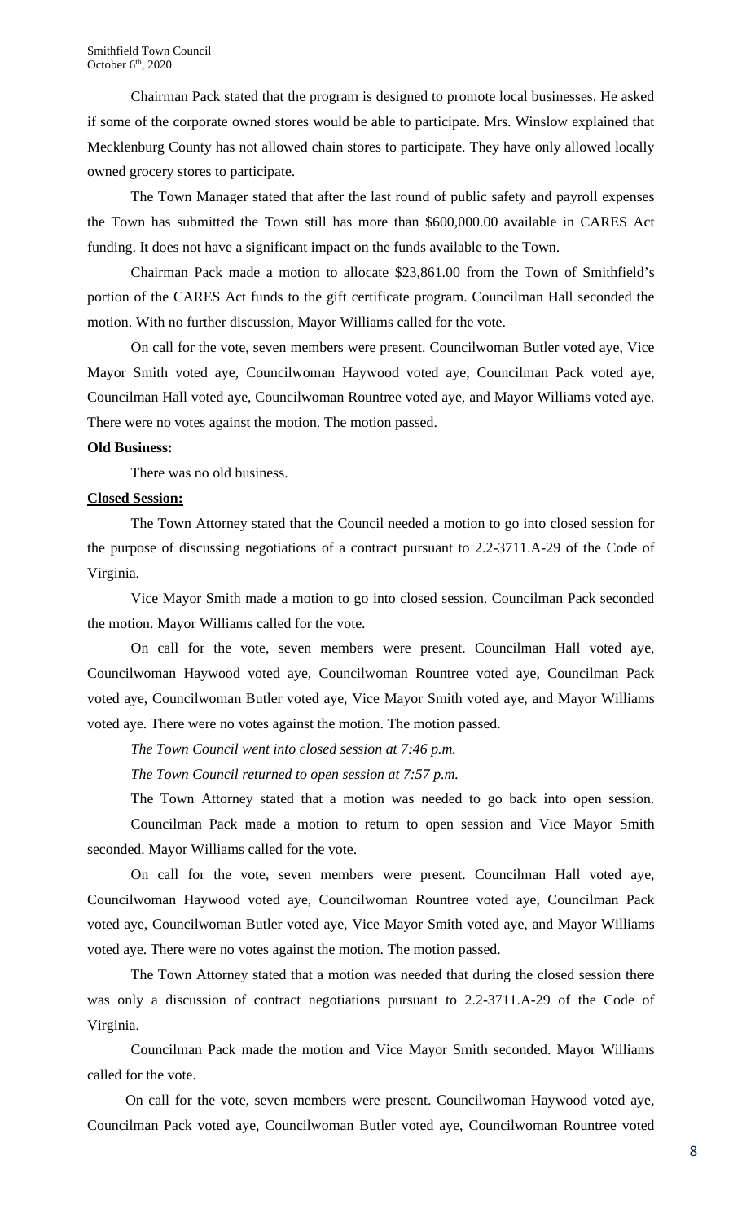Chairman Pack stated that the program is designed to promote local businesses. He asked if some of the corporate owned stores would be able to participate. Mrs. Winslow explained that Mecklenburg County has not allowed chain stores to participate. They have only allowed locally owned grocery stores to participate.

The Town Manager stated that after the last round of public safety and payroll expenses the Town has submitted the Town still has more than $600,000.00 available in CARES Act funding. It does not have a significant impact on the funds available to the Town.

Chairman Pack made a motion to allocate $23,861.00 from the Town of Smithfield's portion of the CARES Act funds to the gift certificate program. Councilman Hall seconded the motion. With no further discussion, Mayor Williams called for the vote.

On call for the vote, seven members were present. Councilwoman Butler voted aye, Vice Mayor Smith voted aye, Councilwoman Haywood voted aye, Councilman Pack voted aye, Councilman Hall voted aye, Councilwoman Rountree voted aye, and Mayor Williams voted aye. There were no votes against the motion. The motion passed.

**Old Business:**

There was no old business.

**Closed Session:**

The Town Attorney stated that the Council needed a motion to go into closed session for the purpose of discussing negotiations of a contract pursuant to 2.2-3711.A-29 of the Code of Virginia.

Vice Mayor Smith made a motion to go into closed session. Councilman Pack seconded the motion. Mayor Williams called for the vote.

On call for the vote, seven members were present. Councilman Hall voted aye, Councilwoman Haywood voted aye, Councilwoman Rountree voted aye, Councilman Pack voted aye, Councilwoman Butler voted aye, Vice Mayor Smith voted aye, and Mayor Williams voted aye. There were no votes against the motion. The motion passed.

*The Town Council went into closed session at 7:46 p.m.*

*The Town Council returned to open session at 7:57 p.m.*

The Town Attorney stated that a motion was needed to go back into open session.

Councilman Pack made a motion to return to open session and Vice Mayor Smith seconded. Mayor Williams called for the vote.

On call for the vote, seven members were present. Councilman Hall voted aye, Councilwoman Haywood voted aye, Councilwoman Rountree voted aye, Councilman Pack voted aye, Councilwoman Butler voted aye, Vice Mayor Smith voted aye, and Mayor Williams voted aye. There were no votes against the motion. The motion passed.

The Town Attorney stated that a motion was needed that during the closed session there was only a discussion of contract negotiations pursuant to 2.2-3711.A-29 of the Code of Virginia.

Councilman Pack made the motion and Vice Mayor Smith seconded. Mayor Williams called for the vote.

On call for the vote, seven members were present. Councilwoman Haywood voted aye, Councilman Pack voted aye, Councilwoman Butler voted aye, Councilwoman Rountree voted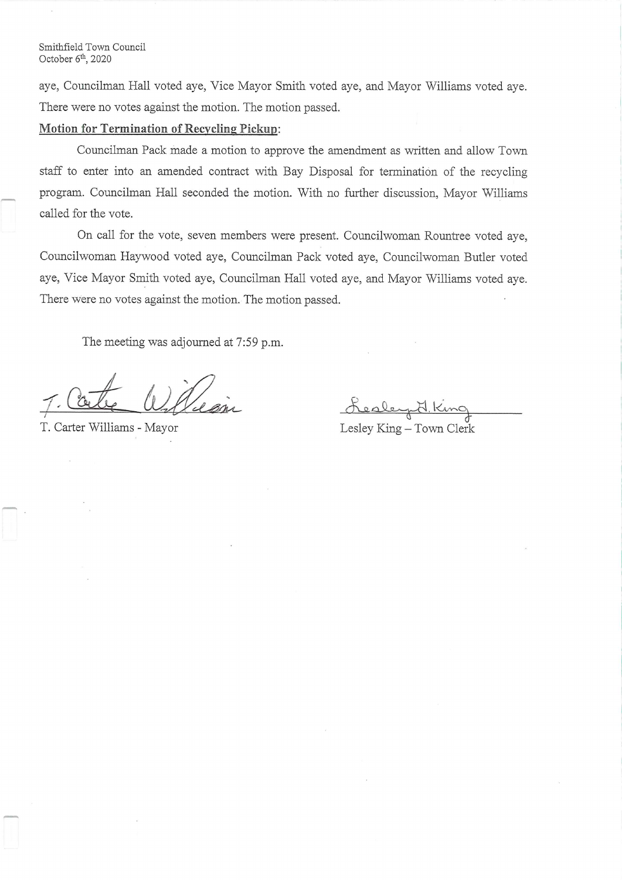aye, Councilman Hall voted aye, Vice Mayor Smith voted aye, and Mayor Williams voted aye. There were no votes against the motion. The motion passed.

**Motion for Termination of Recycling Pickup**:

Councilman Pack made a motion to approve the amendment as written and allow Town staff to enter into an amended contract with Bay Disposal for termination of the recycling program. Councilman Hall seconded the motion. With no further discussion, Mayor Williams called for the vote.

On call for the vote, seven members were present. Councilwoman Rountree voted aye, Councilwoman Haywood voted aye, Councilman Pack voted aye, Councilwoman Butler voted aye, Vice Mayor Smith voted aye, Councilman Hall voted aye, and Mayor Williams voted aye. There were no votes against the motion. The motion passed.

The meeting was adjourned at 7:59 p.m.

T. Carter Williams - Mayor

Lesley King – Town Clerk